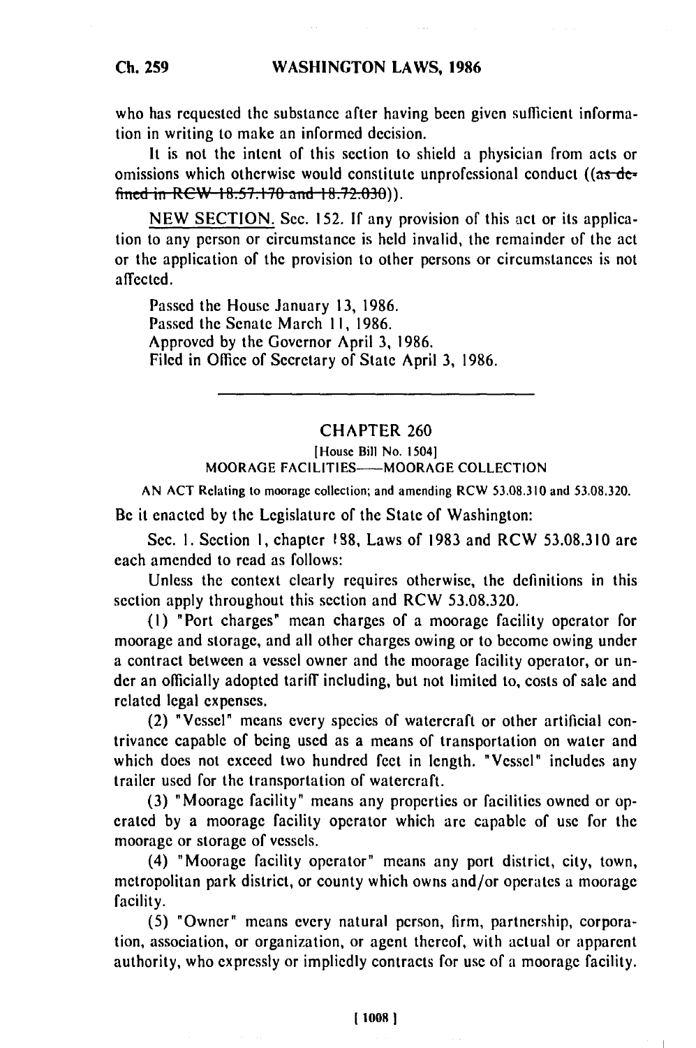who has requested the substance after having been given sufficient information in writing to make an informed decision.

It is not the intent of this section to shield a physician from acts or omissions which otherwise would constitute unprofessional conduct ((~~as defined in RCW 18.57.170 and 18.72.030~~)).

NEW SECTION. Sec. 152. If any provision of this act or its application to any person or circumstance is held invalid, the remainder of the act or the application of the provision to other persons or circumstances is not affected.

Passed the House January 13, 1986.
Passed the Senate March 11, 1986.
Approved by the Governor April 3, 1986.
Filed in Office of Secretary of State April 3, 1986.

---

## CHAPTER 260

[House Bill No. 1504]

MOORAGE FACILITIES——MOORAGE COLLECTION

AN ACT Relating to moorage collection; and amending RCW 53.08.310 and 53.08.320.

Be it enacted by the Legislature of the State of Washington:

Sec. 1. Section 1, chapter 188, Laws of 1983 and RCW 53.08.310 are each amended to read as follows:

Unless the context clearly requires otherwise, the definitions in this section apply throughout this section and RCW 53.08.320.

(1) "Port charges" mean charges of a moorage facility operator for moorage and storage, and all other charges owing or to become owing under a contract between a vessel owner and the moorage facility operator, or under an officially adopted tariff including, but not limited to, costs of sale and related legal expenses.

(2) "Vessel" means every species of watercraft or other artificial contrivance capable of being used as a means of transportation on water and which does not exceed two hundred feet in length. "Vessel" includes any trailer used for the transportation of watercraft.

(3) "Moorage facility" means any properties or facilities owned or operated by a moorage facility operator which are capable of use for the moorage or storage of vessels.

(4) "Moorage facility operator" means any port district, city, town, metropolitan park district, or county which owns and/or operates a moorage facility.

(5) "Owner" means every natural person, firm, partnership, corporation, association, or organization, or agent thereof, with actual or apparent authority, who expressly or impliedly contracts for use of a moorage facility.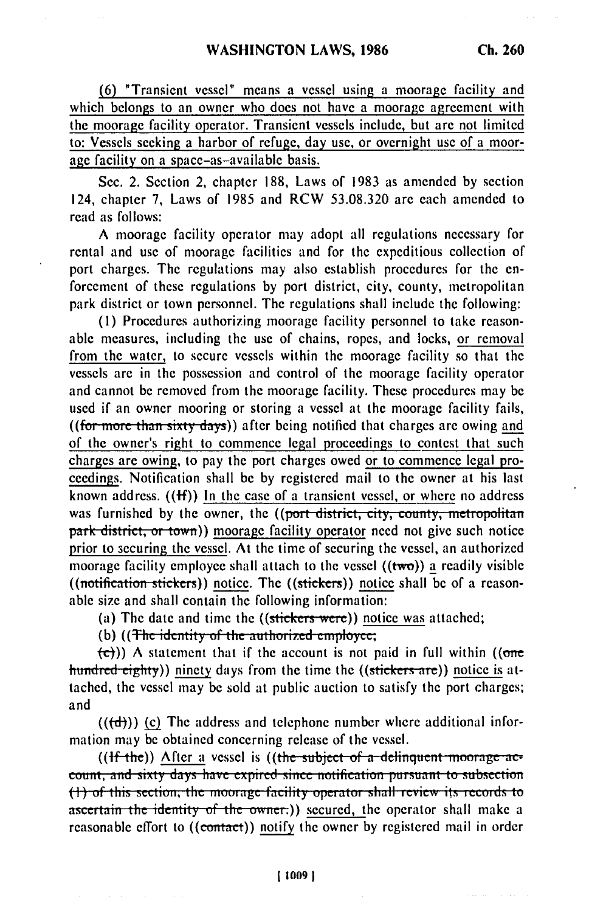(6) "Transient vessel" means a vessel using a moorage facility and which belongs to an owner who does not have a moorage agreement with the moorage facility operator. Transient vessels include, but are not limited to: Vessels seeking a harbor of refuge, day use, or overnight use of a moorage facility on a space-as-available basis.

Sec. 2. Section 2, chapter 188, Laws of 1983 as amended by section 124, chapter 7, Laws of 1985 and RCW 53.08.320 are each amended to read as follows:

A moorage facility operator may adopt all regulations necessary for rental and use of moorage facilities and for the expeditious collection of port charges. The regulations may also establish procedures for the enforcement of these regulations by port district, city, county, metropolitan park district or town personnel. The regulations shall include the following:

(1) Procedures authorizing moorage facility personnel to take reasonable measures, including the use of chains, ropes, and locks, or removal from the water, to secure vessels within the moorage facility so that the vessels are in the possession and control of the moorage facility operator and cannot be removed from the moorage facility. These procedures may be used if an owner mooring or storing a vessel at the moorage facility fails, ((for more than sixty days)) after being notified that charges are owing and of the owner's right to commence legal proceedings to contest that such charges are owing, to pay the port charges owed or to commence legal proceedings. Notification shall be by registered mail to the owner at his last known address. ((If)) In the case of a transient vessel, or where no address was furnished by the owner, the ((port district, city, county, metropolitan park district, or town)) moorage facility operator need not give such notice prior to securing the vessel. At the time of securing the vessel, an authorized moorage facility employee shall attach to the vessel ((two)) a readily visible ((notification stickers)) notice. The ((stickers)) notice shall be of a reasonable size and shall contain the following information:

(a) The date and time the ((stickers were)) notice was attached;

(b) ((The identity of the authorized employee;

(c))) A statement that if the account is not paid in full within ((one hundred eighty)) ninety days from the time the ((stickers are)) notice is attached, the vessel may be sold at public auction to satisfy the port charges; and

(((d))) (c) The address and telephone number where additional information may be obtained concerning release of the vessel.

((If the)) After a vessel is ((the subject of a delinquent moorage account, and sixty days have expired since notification pursuant to subsection (1) of this section, the moorage facility operator shall review its records to ascertain the identity of the owner.)) secured, the operator shall make a reasonable effort to ((contact)) notify the owner by registered mail in order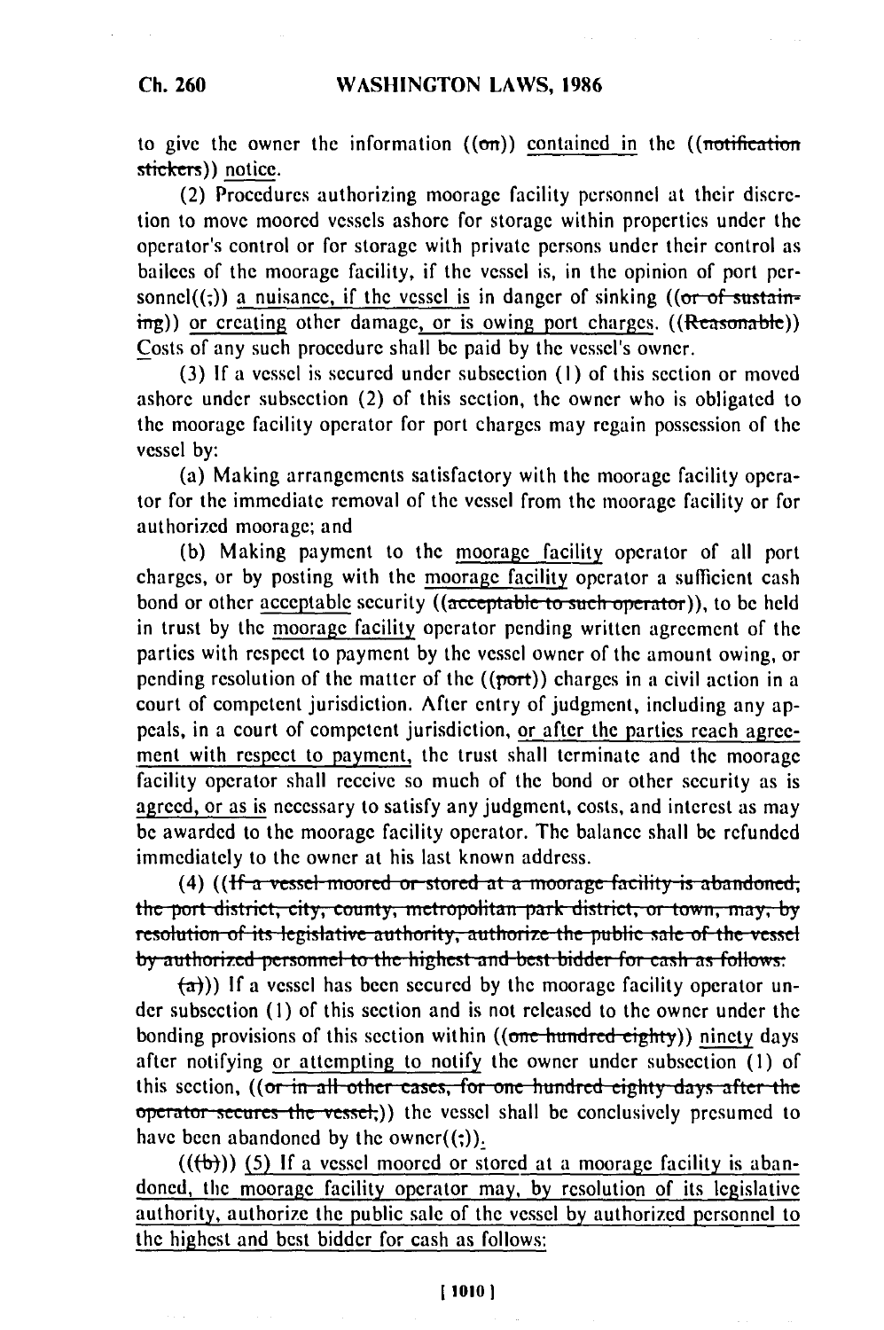to give the owner the information ((~~on~~)) contained in the ((~~notification stickers~~)) notice.

(2) Procedures authorizing moorage facility personnel at their discretion to move moored vessels ashore for storage within properties under the operator's control or for storage with private persons under their control as bailees of the moorage facility, if the vessel is, in the opinion of port personnel((~~;~~)) a nuisance, if the vessel is in danger of sinking ((~~or of sustaining~~)) or creating other damage, or is owing port charges. ((~~Reasonable~~)) Costs of any such procedure shall be paid by the vessel's owner.

(3) If a vessel is secured under subsection (1) of this section or moved ashore under subsection (2) of this section, the owner who is obligated to the moorage facility operator for port charges may regain possession of the vessel by:

(a) Making arrangements satisfactory with the moorage facility operator for the immediate removal of the vessel from the moorage facility or for authorized moorage; and

(b) Making payment to the moorage facility operator of all port charges, or by posting with the moorage facility operator a sufficient cash bond or other acceptable security ((~~acceptable to such operator~~)), to be held in trust by the moorage facility operator pending written agreement of the parties with respect to payment by the vessel owner of the amount owing, or pending resolution of the matter of the ((~~port~~)) charges in a civil action in a court of competent jurisdiction. After entry of judgment, including any appeals, in a court of competent jurisdiction, or after the parties reach agreement with respect to payment, the trust shall terminate and the moorage facility operator shall receive so much of the bond or other security as is agreed, or as is necessary to satisfy any judgment, costs, and interest as may be awarded to the moorage facility operator. The balance shall be refunded immediately to the owner at his last known address.

(4) ((~~If a vessel moored or stored at a moorage facility is abandoned, the port district, city, county, metropolitan park district, or town, may, by resolution of its legislative authority, authorize the public sale of the vessel by authorized personnel to the highest and best bidder for cash as follows:~~

~~(a)~~)) If a vessel has been secured by the moorage facility operator under subsection (1) of this section and is not released to the owner under the bonding provisions of this section within ((~~one hundred eighty~~)) ninety days after notifying or attempting to notify the owner under subsection (1) of this section, ((~~or in all other cases, for one hundred eighty days after the operator secures the vessel,~~)) the vessel shall be conclusively presumed to have been abandoned by the owner((~~;~~)).

((~~(b)~~)) (5) If a vessel moored or stored at a moorage facility is abandoned, the moorage facility operator may, by resolution of its legislative authority, authorize the public sale of the vessel by authorized personnel to the highest and best bidder for cash as follows: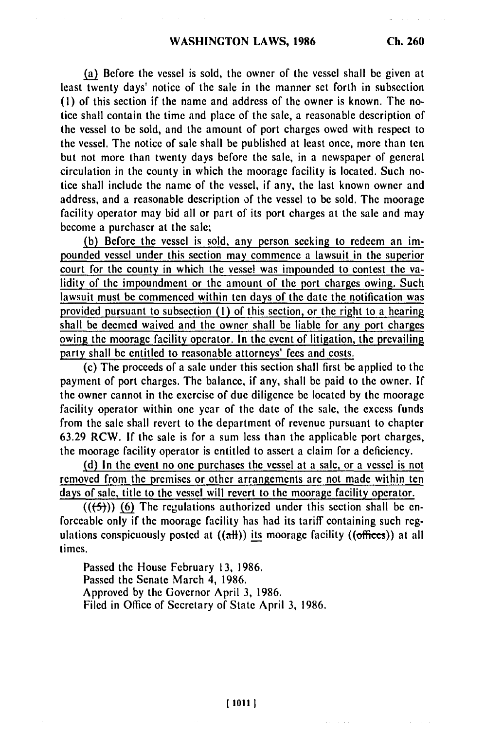(a) Before the vessel is sold, the owner of the vessel shall be given at least twenty days' notice of the sale in the manner set forth in subsection (1) of this section if the name and address of the owner is known. The notice shall contain the time and place of the sale, a reasonable description of the vessel to be sold, and the amount of port charges owed with respect to the vessel. The notice of sale shall be published at least once, more than ten but not more than twenty days before the sale, in a newspaper of general circulation in the county in which the moorage facility is located. Such notice shall include the name of the vessel, if any, the last known owner and address, and a reasonable description of the vessel to be sold. The moorage facility operator may bid all or part of its port charges at the sale and may become a purchaser at the sale;

(b) Before the vessel is sold, any person seeking to redeem an impounded vessel under this section may commence a lawsuit in the superior court for the county in which the vessel was impounded to contest the validity of the impoundment or the amount of the port charges owing. Such lawsuit must be commenced within ten days of the date the notification was provided pursuant to subsection (1) of this section, or the right to a hearing shall be deemed waived and the owner shall be liable for any port charges owing the moorage facility operator. In the event of litigation, the prevailing party shall be entitled to reasonable attorneys' fees and costs.

(c) The proceeds of a sale under this section shall first be applied to the payment of port charges. The balance, if any, shall be paid to the owner. If the owner cannot in the exercise of due diligence be located by the moorage facility operator within one year of the date of the sale, the excess funds from the sale shall revert to the department of revenue pursuant to chapter 63.29 RCW. If the sale is for a sum less than the applicable port charges, the moorage facility operator is entitled to assert a claim for a deficiency.

(d) In the event no one purchases the vessel at a sale, or a vessel is not removed from the premises or other arrangements are not made within ten days of sale, title to the vessel will revert to the moorage facility operator.

~~((5))~~ (6) The regulations authorized under this section shall be enforceable only if the moorage facility has had its tariff containing such regulations conspicuously posted at ~~((all))~~ its moorage facility ~~((offices))~~ at all times.

Passed the House February 13, 1986.
Passed the Senate March 4, 1986.
Approved by the Governor April 3, 1986.
Filed in Office of Secretary of State April 3, 1986.